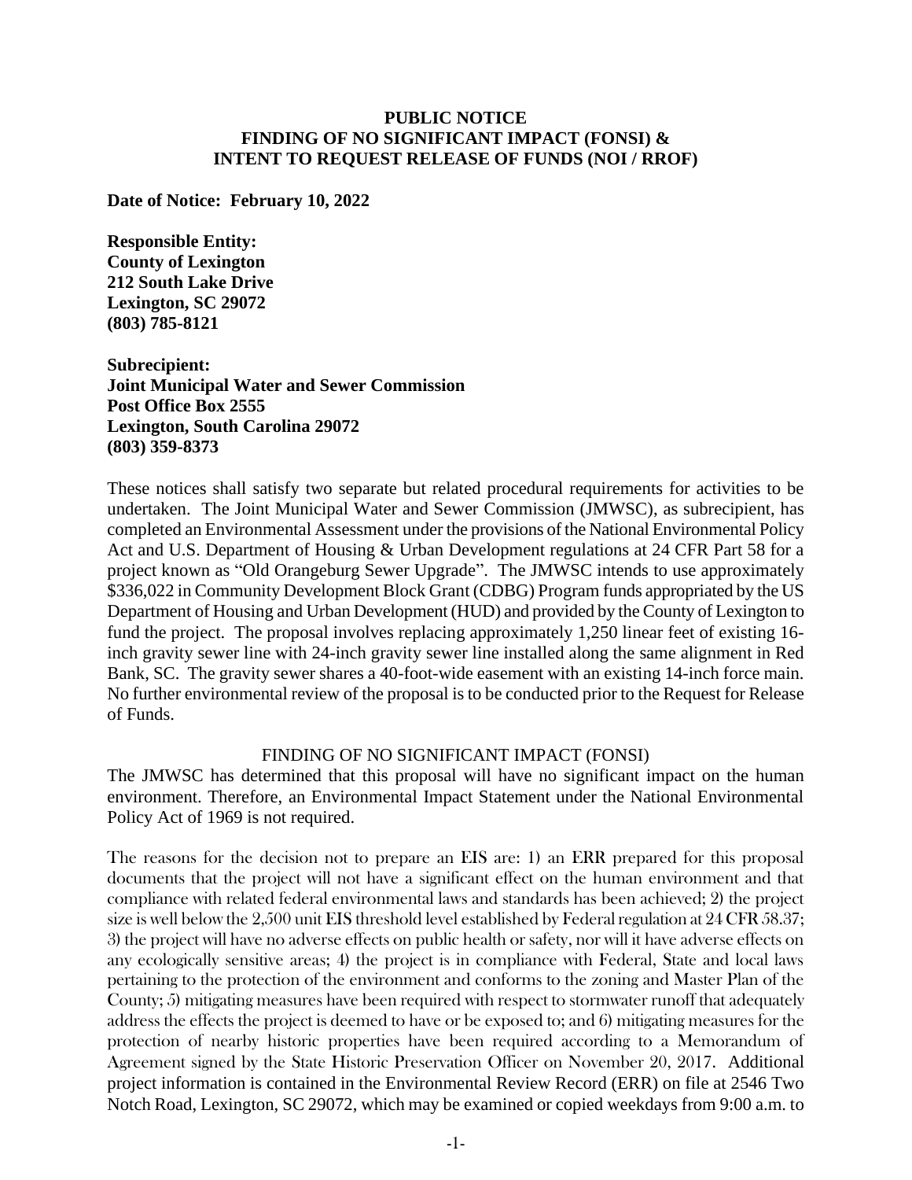**PUBLIC NOTICE**
**FINDING OF NO SIGNIFICANT IMPACT (FONSI) &**
**INTENT TO REQUEST RELEASE OF FUNDS (NOI / RROF)**

**Date of Notice: February 10, 2022**

**Responsible Entity:**
**County of Lexington**
**212 South Lake Drive**
**Lexington, SC 29072**
**(803) 785-8121**

**Subrecipient:**
**Joint Municipal Water and Sewer Commission**
**Post Office Box 2555**
**Lexington, South Carolina 29072**
**(803) 359-8373**

These notices shall satisfy two separate but related procedural requirements for activities to be undertaken. The Joint Municipal Water and Sewer Commission (JMWSC), as subrecipient, has completed an Environmental Assessment under the provisions of the National Environmental Policy Act and U.S. Department of Housing & Urban Development regulations at 24 CFR Part 58 for a project known as "Old Orangeburg Sewer Upgrade". The JMWSC intends to use approximately $336,022 in Community Development Block Grant (CDBG) Program funds appropriated by the US Department of Housing and Urban Development (HUD) and provided by the County of Lexington to fund the project. The proposal involves replacing approximately 1,250 linear feet of existing 16-inch gravity sewer line with 24-inch gravity sewer line installed along the same alignment in Red Bank, SC. The gravity sewer shares a 40-foot-wide easement with an existing 14-inch force main. No further environmental review of the proposal is to be conducted prior to the Request for Release of Funds.

FINDING OF NO SIGNIFICANT IMPACT (FONSI)

The JMWSC has determined that this proposal will have no significant impact on the human environment. Therefore, an Environmental Impact Statement under the National Environmental Policy Act of 1969 is not required.

The reasons for the decision not to prepare an EIS are: 1) an ERR prepared for this proposal documents that the project will not have a significant effect on the human environment and that compliance with related federal environmental laws and standards has been achieved; 2) the project size is well below the 2,500 unit EIS threshold level established by Federal regulation at 24 CFR 58.37; 3) the project will have no adverse effects on public health or safety, nor will it have adverse effects on any ecologically sensitive areas; 4) the project is in compliance with Federal, State and local laws pertaining to the protection of the environment and conforms to the zoning and Master Plan of the County; 5) mitigating measures have been required with respect to stormwater runoff that adequately address the effects the project is deemed to have or be exposed to; and 6) mitigating measures for the protection of nearby historic properties have been required according to a Memorandum of Agreement signed by the State Historic Preservation Officer on November 20, 2017. Additional project information is contained in the Environmental Review Record (ERR) on file at 2546 Two Notch Road, Lexington, SC 29072, which may be examined or copied weekdays from 9:00 a.m. to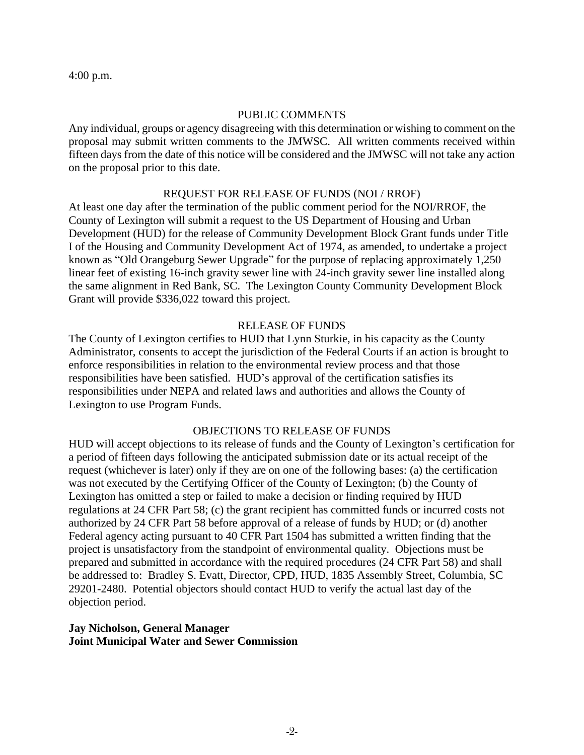4:00 p.m.

## PUBLIC COMMENTS

Any individual, groups or agency disagreeing with this determination or wishing to comment on the proposal may submit written comments to the JMWSC. All written comments received within fifteen days from the date of this notice will be considered and the JMWSC will not take any action on the proposal prior to this date.

## REQUEST FOR RELEASE OF FUNDS (NOI / RROF)

At least one day after the termination of the public comment period for the NOI/RROF, the County of Lexington will submit a request to the US Department of Housing and Urban Development (HUD) for the release of Community Development Block Grant funds under Title I of the Housing and Community Development Act of 1974, as amended, to undertake a project known as "Old Orangeburg Sewer Upgrade" for the purpose of replacing approximately 1,250 linear feet of existing 16-inch gravity sewer line with 24-inch gravity sewer line installed along the same alignment in Red Bank, SC. The Lexington County Community Development Block Grant will provide $336,022 toward this project.

## RELEASE OF FUNDS

The County of Lexington certifies to HUD that Lynn Sturkie, in his capacity as the County Administrator, consents to accept the jurisdiction of the Federal Courts if an action is brought to enforce responsibilities in relation to the environmental review process and that those responsibilities have been satisfied. HUD's approval of the certification satisfies its responsibilities under NEPA and related laws and authorities and allows the County of Lexington to use Program Funds.

## OBJECTIONS TO RELEASE OF FUNDS

HUD will accept objections to its release of funds and the County of Lexington's certification for a period of fifteen days following the anticipated submission date or its actual receipt of the request (whichever is later) only if they are on one of the following bases: (a) the certification was not executed by the Certifying Officer of the County of Lexington; (b) the County of Lexington has omitted a step or failed to make a decision or finding required by HUD regulations at 24 CFR Part 58; (c) the grant recipient has committed funds or incurred costs not authorized by 24 CFR Part 58 before approval of a release of funds by HUD; or (d) another Federal agency acting pursuant to 40 CFR Part 1504 has submitted a written finding that the project is unsatisfactory from the standpoint of environmental quality. Objections must be prepared and submitted in accordance with the required procedures (24 CFR Part 58) and shall be addressed to: Bradley S. Evatt, Director, CPD, HUD, 1835 Assembly Street, Columbia, SC 29201-2480. Potential objectors should contact HUD to verify the actual last day of the objection period.

**Jay Nicholson, General Manager**
**Joint Municipal Water and Sewer Commission**